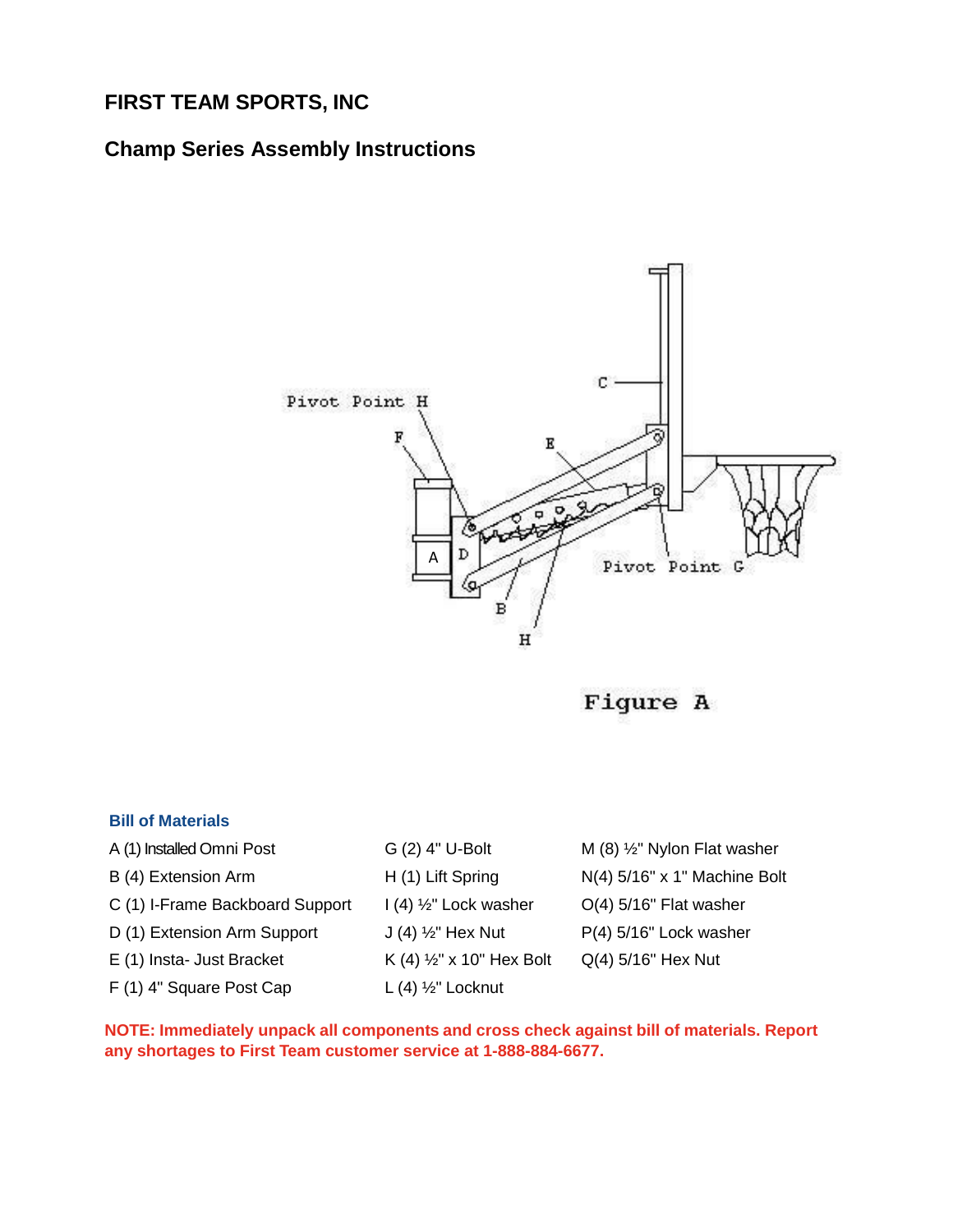## FIRST TEAM SPORTS, INC

## Champ Series Assembly Instructions

Figure A

### Bill of Materials

- A (1) Installed Omni Post
- B (4) Extension Arm
- C (1) I-Frame Backboard Support
- D (1) Extension Arm Support
- E (1) Insta- Just Bracket
- F (1) 4" Square Post Cap
- G (2) 4" U-Bolt
- H (1) Lift Spring
- I (4) ½" Lock washer
- J (4) ½" Hex Nut
- K (4) ½" x 10" Hex Bolt
- L (4) ½" Locknut
- M (8) ½" Nylon Flat washer
- N(4) 5/16" x 1" Machine Bolt
- O(4) 5/16" Flat washer
- P(4) 5/16" Lock washer
- Q(4) 5/16" Hex Nut

**NOTE: Immediately unpack all components and cross check against bill of materials. Report any shortages to First Team customer service at 1-888-884-6677.**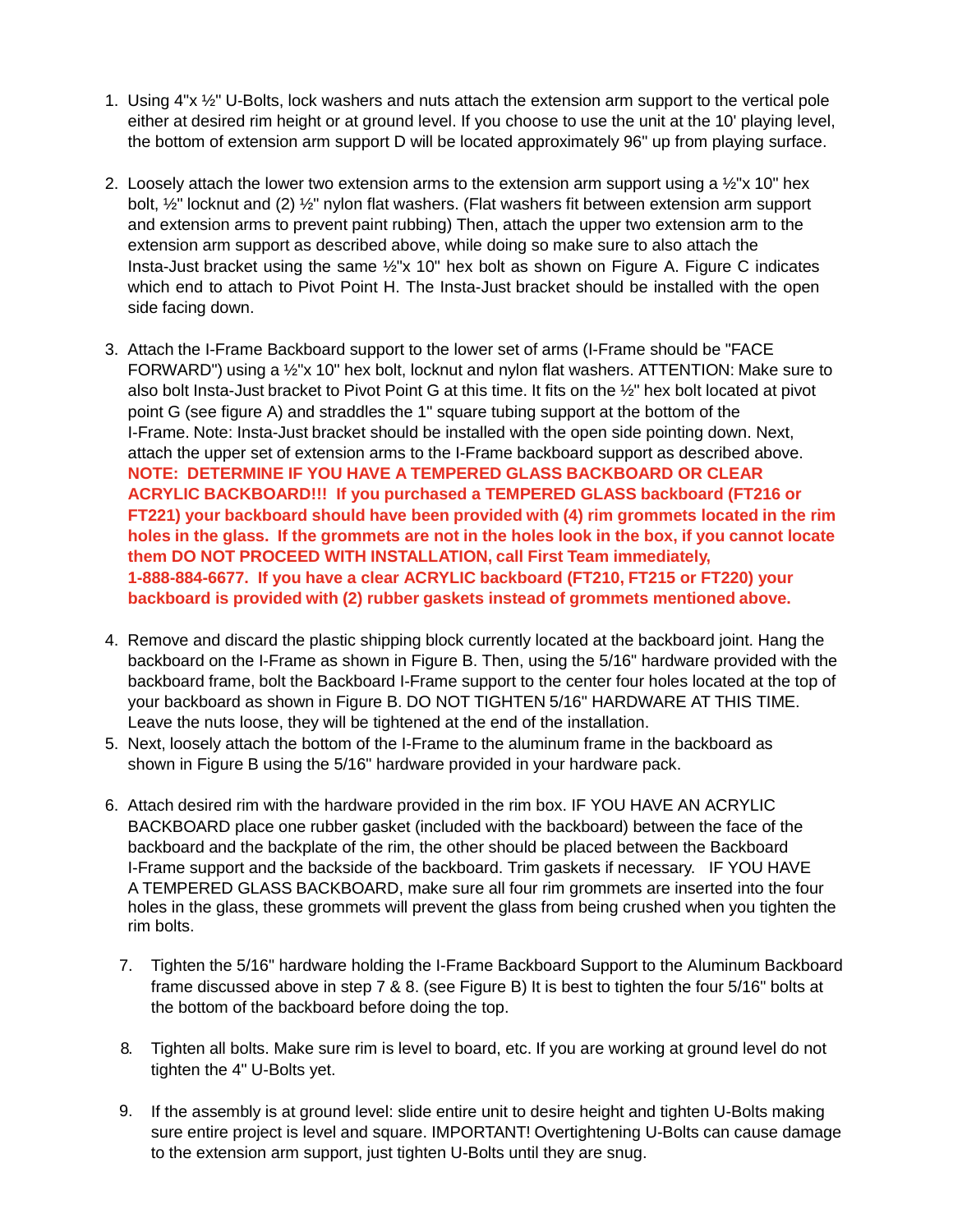1. Using 4"x ½" U-Bolts, lock washers and nuts attach the extension arm support to the vertical pole either at desired rim height or at ground level. If you choose to use the unit at the 10' playing level, the bottom of extension arm support D will be located approximately 96" up from playing surface.

2. Loosely attach the lower two extension arms to the extension arm support using a ½"x 10" hex bolt, ½" locknut and (2) ½" nylon flat washers. (Flat washers fit between extension arm support and extension arms to prevent paint rubbing) Then, attach the upper two extension arm to the extension arm support as described above, while doing so make sure to also attach the Insta-Just bracket using the same ½"x 10" hex bolt as shown on Figure A. Figure C indicates which end to attach to Pivot Point H. The Insta-Just bracket should be installed with the open side facing down.

3. Attach the I-Frame Backboard support to the lower set of arms (I-Frame should be "FACE FORWARD") using a ½"x 10" hex bolt, locknut and nylon flat washers. ATTENTION: Make sure to also bolt Insta-Just bracket to Pivot Point G at this time. It fits on the ½" hex bolt located at pivot point G (see figure A) and straddles the 1" square tubing support at the bottom of the I-Frame. Note: Insta-Just bracket should be installed with the open side pointing down. Next, attach the upper set of extension arms to the I-Frame backboard support as described above. **NOTE: DETERMINE IF YOU HAVE A TEMPERED GLASS BACKBOARD OR CLEAR ACRYLIC BACKBOARD!!! If you purchased a TEMPERED GLASS backboard (FT216 or FT221) your backboard should have been provided with (4) rim grommets located in the rim holes in the glass. If the grommets are not in the holes look in the box, if you cannot locate them DO NOT PROCEED WITH INSTALLATION, call First Team immediately, 1-888-884-6677. If you have a clear ACRYLIC backboard (FT210, FT215 or FT220) your backboard is provided with (2) rubber gaskets instead of grommets mentioned above.**

4. Remove and discard the plastic shipping block currently located at the backboard joint. Hang the backboard on the I-Frame as shown in Figure B. Then, using the 5/16" hardware provided with the backboard frame, bolt the Backboard I-Frame support to the center four holes located at the top of your backboard as shown in Figure B. DO NOT TIGHTEN 5/16" HARDWARE AT THIS TIME. Leave the nuts loose, they will be tightened at the end of the installation.

5. Next, loosely attach the bottom of the I-Frame to the aluminum frame in the backboard as shown in Figure B using the 5/16" hardware provided in your hardware pack.

6. Attach desired rim with the hardware provided in the rim box. IF YOU HAVE AN ACRYLIC BACKBOARD place one rubber gasket (included with the backboard) between the face of the backboard and the backplate of the rim, the other should be placed between the Backboard I-Frame support and the backside of the backboard. Trim gaskets if necessary. IF YOU HAVE A TEMPERED GLASS BACKBOARD, make sure all four rim grommets are inserted into the four holes in the glass, these grommets will prevent the glass from being crushed when you tighten the rim bolts.

7. Tighten the 5/16" hardware holding the I-Frame Backboard Support to the Aluminum Backboard frame discussed above in step 7 & 8. (see Figure B) It is best to tighten the four 5/16" bolts at the bottom of the backboard before doing the top.

8. Tighten all bolts. Make sure rim is level to board, etc. If you are working at ground level do not tighten the 4" U-Bolts yet.

9. If the assembly is at ground level: slide entire unit to desire height and tighten U-Bolts making sure entire project is level and square. IMPORTANT! Overtightening U-Bolts can cause damage to the extension arm support, just tighten U-Bolts until they are snug.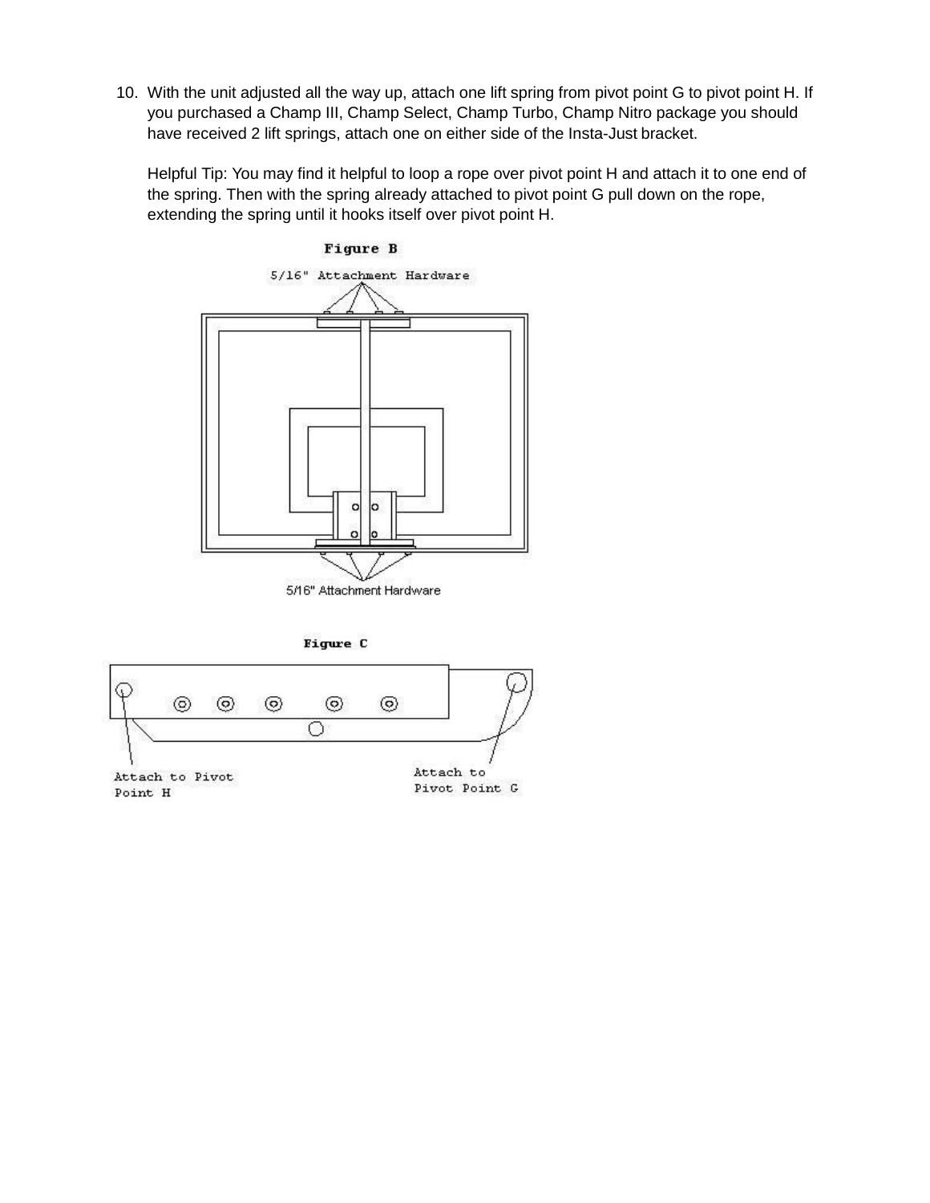10. With the unit adjusted all the way up, attach one lift spring from pivot point G to pivot point H. If you purchased a Champ III, Champ Select, Champ Turbo, Champ Nitro package you should have received 2 lift springs, attach one on either side of the Insta-Just bracket.

    Helpful Tip: You may find it helpful to loop a rope over pivot point H and attach it to one end of the spring. Then with the spring already attached to pivot point G pull down on the rope, extending the spring until it hooks itself over pivot point H.

**Figure B**

5/16" Attachment Hardware

5/16" Attachment Hardware

**Figure C**

Attach to Pivot Point H

Attach to Pivot Point G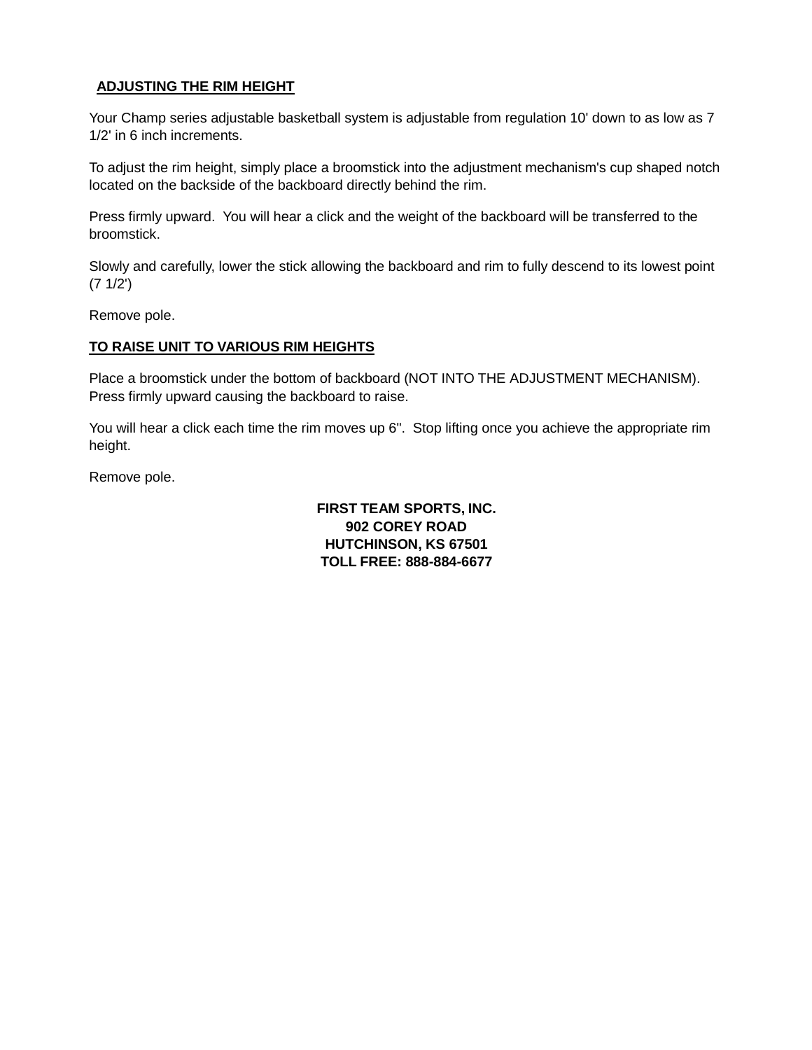## ADJUSTING THE RIM HEIGHT

Your Champ series adjustable basketball system is adjustable from regulation 10' down to as low as 7 1/2' in 6 inch increments.

To adjust the rim height, simply place a broomstick into the adjustment mechanism's cup shaped notch located on the backside of the backboard directly behind the rim.

Press firmly upward. You will hear a click and the weight of the backboard will be transferred to the broomstick.

Slowly and carefully, lower the stick allowing the backboard and rim to fully descend to its lowest point (7 1/2')

Remove pole.

## TO RAISE UNIT TO VARIOUS RIM HEIGHTS

Place a broomstick under the bottom of backboard (NOT INTO THE ADJUSTMENT MECHANISM). Press firmly upward causing the backboard to raise.

You will hear a click each time the rim moves up 6". Stop lifting once you achieve the appropriate rim height.

Remove pole.

**FIRST TEAM SPORTS, INC.**
**902 COREY ROAD**
**HUTCHINSON, KS 67501**
**TOLL FREE: 888-884-6677**